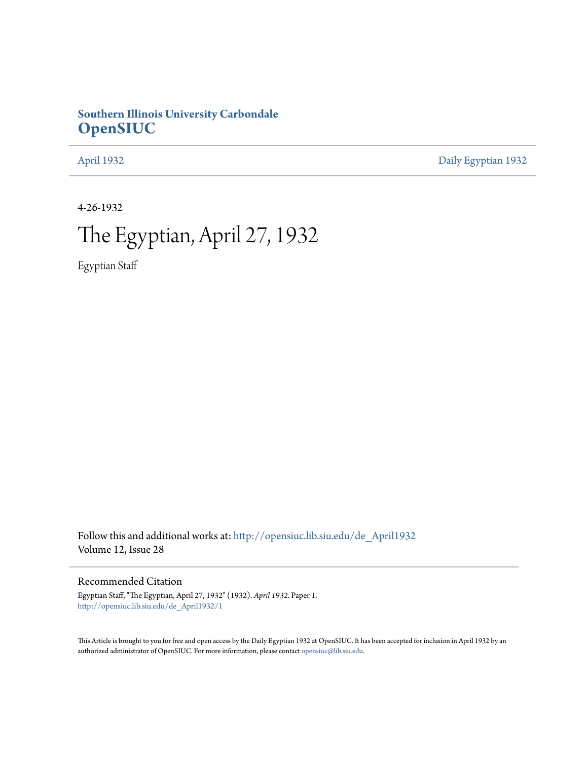**Southern Illinois University Carbondale**
**OpenSIUC**

April 1932 | Daily Egyptian 1932

4-26-1932

# The Egyptian, April 27, 1932

Egyptian Staff

Follow this and additional works at: http://opensiuc.lib.siu.edu/de_April1932
Volume 12, Issue 28

## Recommended Citation

Egyptian Staff, "The Egyptian, April 27, 1932" (1932). *April 1932.* Paper 1.
http://opensiuc.lib.siu.edu/de_April1932/1

This Article is brought to you for free and open access by the Daily Egyptian 1932 at OpenSIUC. It has been accepted for inclusion in April 1932 by an authorized administrator of OpenSIUC. For more information, please contact opensiuc@lib.siu.edu.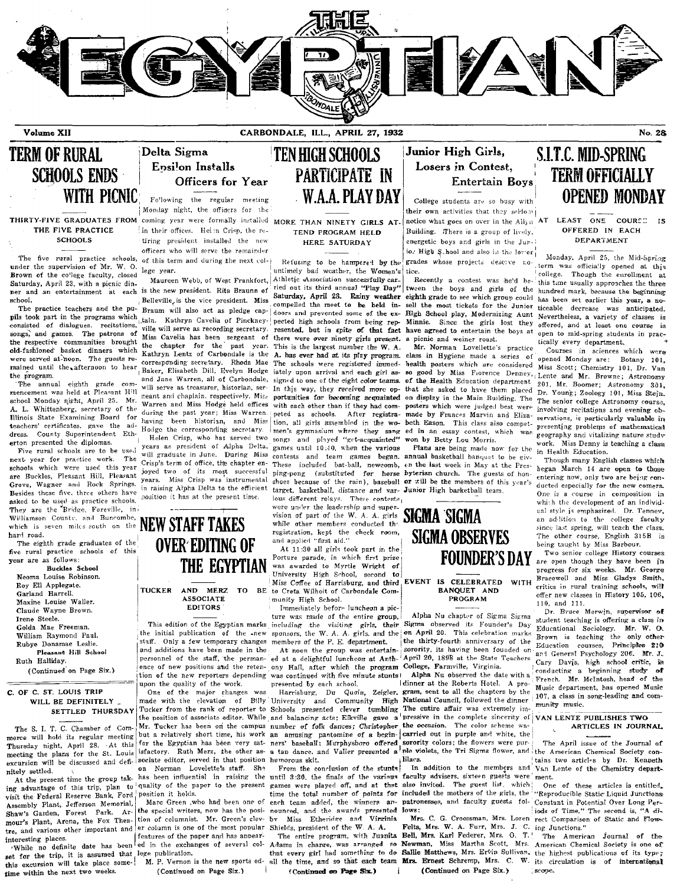# THE EGYPTIAN

Volume XII — CARBONDALE, ILL., APRIL 27, 1932 — No. 28

## TERM OF RURAL SCHOOLS ENDS WITH PICNIC

### THIRTY-FIVE GRADUATES FROM THE FIVE PRACTICE SCHOOLS

The five rural practice schools, under the supervision of Mr. W. O. Brown of the college faculty, closed Saturday, April 23, with a picnic dinner and an entertainment at each school.

The practice teachers and the pupils took part in the programs which consisted of dialogues, recitations, songs, and games. The patrons of the respective communities brought old-fashioned basket dinners which were served at noon. The guests remained until the afternoon to hear the program.

The annual eighth grade commencement was held at Pleasant Hill school Monday night, April 25. Mr. A. L. Whittenberg, secretary of the Illinois State Examining Board for teachers' certificates, gave the address. County Superintendent Etherton presented the diplomas.

Five rural schools are to be used next year for practice work. The schools which were used this year are Buckles, Pleasant Hill, Pleasant Grove, Wagner and Rock Springs. Besides these five, three others have asked to be used as practice schools. They are the Bridge, Foreville, in Williamson County, and Buncombe, which is seven miles south on the hard road.

The eighth grade graduates of the five rural practice schools of this year are as follows:

**Buckles School**

Neoma Louise Robinson.
Roy Ell Applegate.
Garland Harrell.
Maxine Louise Waller.
Claude Wayne Brown.
Irene Steele.
Golda Mae Freeman.
William Raymond Paul.
Rubye Donamae Leslie.

**Pleasant Hill School**

Ruth Halliday.

(Continued on Page Six.)

## C. OF C. ST. LOUIS TRIP WILL BE DEFINITELY SETTLED THURSDAY

The S. I. T. C. Chamber of Commerce will hold its regular meeting Thursday night, April 28. At this meeting the plans for the St. Louis excursion will be discussed and definitely settled.

At the present time the group taking advantage of this trip, plan to visit the Federal Reserve Bank, Ford Assembly Plant, Jefferson Memorial, Shaw's Garden, Forest Park, Armour's Plant, Arena, the Fox Theatre, and various other important and interesting places.

While no definite date has been set for the trip, it is assumed that this excursion will take place sometime within the next two weeks.

## Delta Sigma Epsilon Installs Officers for Year

Following the regular meeting Monday night, the officers for the coming year were formally installed in their offices. Helen Crisp, the retiring president installed the new officers who will serve the remainder of this term and during the next college year.

Maureen Webb, of West Frankfort, is the new president. Rita Braunn of Belleville, is the vice president. Miss Braum will also act as pledge captain. Kathryn Cavelia of Pinckneyville will serve as recording secretary. Miss Cavelia has been sergeant of the chapter for the past year. Kathryn Lentz of Carbondale is the corresponding secretary. Rhoda Mae Baker, Elisabeth Dill, Evelyn Hodge and Jane Warren, all of Carbondale, will serve as treasurer, historian, sergeant and chaplain, respectively. Miss Warren and Miss Hodge held offices during the past year; Miss Warren having been historian, and Miss Hodge the corresponding secretary.

Helen Crisp, who has served two years as president of Alpha Delta, will graduate in June. During Miss Crisp's term of office, the chapter enjoyed two of its most successful years. Miss Crisp was instrumental in raising Alpha Delta to the efficient position it has at the present time.

## NEW STAFF TAKES OVER EDITING OF THE EGYPTIAN

### TUCKER AND MERZ TO BE ASSOCIATE EDITORS

This edition of the Egyptian marks the initial publication of the new staff. Only a few temporary changes and additions have been made in the personnel of the staff, the permanence of new positions and the retention of the new reporters depending upon the quality of the work.

One of the major changes was made with the elevation of Billy Tucker from the rank of reporter to the position of associate editor. While Mr. Tucker has been on the campus but a relatively short time, his work for the Egyptian has been very satisfactory. Ruth Merz, the other associate editor, served in that position on Norman Lovelette's staff. She has been influential in raising the quality of the paper to the present position it holds.

Marc Green, who had been one of the special writers, now has the position of columnist. Mr. Green's clever column is one of the most popular features of the paper and has appeared in the exchanges of several college publication.

M. P. Vernon is the new sports ed-

(Continued on Page Six.)

## TEN HIGH SCHOOLS PARTICIPATE IN W.A.A. PLAY DAY

### MORE THAN NINETY GIRLS ATTEND PROGRAM HELD HERE SATURDAY

Refusing to be hampered by the untimely bad weather, the Women's Athletic Association successfully carried out its third annual "Play Day" Saturday, April 23. Rainy weather compelled the meet to be held indoors and prevented some of the expected high schools from being represented, but in spite of that fact there were over ninety girls present. This is the largest number the W. A. A. has ever had at its play program. The schools were registered immediately upon arrival and each girl assigned to one of the eight color teams. In this way, they received more opportunities for becoming acquainted with each other than if they had competed as schools. After registration, all girls assembled in the women's gymnasium where they sang songs and played "get-acquainted" games until 10:49, when the various contests and team games began. These included bat-ball, newcomb, ping-pong (substituted for horse shoes because of the rain), baseball target, basketball, distance and various different relays. These contests were under the leadership and supervision of part of the W. A. A. girls while other members conducted the registration, kept the check room, and applied "first aid."

At 11:30 all girls took part in the Posture parade, in which first prize was awarded to Myrtle Wright of University High School, second to Miss Coffee of Harrisburg, and third to Creta Wilhoit of Carbondale Community High School.

Immediately before luncheon a picture was made of the entire group, including the visiting girls, their sponsors, the W. A. A. girls, and the members of the P. E. department.

At noon the group was entertained at a delightful luncheon at Anthony Hall, after which the program was continued with five minute stunts presented by each school.

Harrisburg, Du Quoin, Zeigler, University and Community High Schools presented clever tumbling and balancing acts; Elkville gave a number of folk dances; Christopher an amusing pantomime of a beginners' baseball; Murphysboro offered a tap dance, and Valier presented a humorous skit.

From the conclusion of the stunts until 3:30, the finals of the various games were played off, and at that time the total number of points for each team added, the winners announced, and the awards presented by Miss Etheridge and Virginia Shields, president of the W. A. A.

The entire program, with Juanita Adams in charge, was arranged so that every girl had something to do all the time, and so that each team

(Continued on Page Six.)

## Junior High Girls, Losers in Contest, Entertain Boys

College students are so busy with their own activities that they seldom notice what goes on over in the Allyn Building. There is a group of lively, energetic boys and girls in the Junior High School and also in the lower grades whose projects deserve notice.

Recently a contest was held between the boys and girls of the eighth grade to see which group could sell the most tickets for the Junior High School play, Modernizing Aunt Minnie. Since the girls lost they have agreed to entertain the boys at a picnic and weiner roast.

Mr. Norman Lovellette's practice class in Hygiene made a series of health posters which are considered so good by Miss Fiorence Denney, of the Health Education department that she asked to have them placed on display in the Main Building. The posters which were judged best were made by Frances Marvin and Elizabeth Eason. This class also competed in an essay contest, which was won by Betty Lou Morris.

Plans are being made now for the annual basketball banquet to be given on the last week in May at the Presbyterian church. The guests of honor will be the members of this year's Junior High basketball team.

## SIGMA SIGMA SIGMA OBSERVES FOUNDER'S DAY

### EVENT IS CELEBRATED WITH BANQUET AND PROGRAM

Alpha Nu chapter of Sigma Sigma Sigma observed its Founder's Day on April 20. This celebration marks the thirty-fourth anniversary of the sorority, its having been founded on April 20, 1898 at the State Teachers College, Farmville, Virginia.

Alpha Nu observed the date with a dinner at the Roberts Hotel. A program, sent to all the chapters by the National Council, followed the dinner. The entire affair was extremely impressive in the complete sincerity of the occasion. The color scheme was carried out in purple and white, the sorority colors; the flowers were purple violets, the Tri Sigma flower, and lilacs.

In addition to the members and faculty advisers, sixteen guests were also invited. The guest list, which included the mothers of the girls, the patronesses, and faculty guests follows:

Mrs. C. G. Croessman, Mrs. Loren Felts, Mrs. W. A. Furr, Mrs. J. C. Bell, Mrs. Karl Federer, Mrs. O. T. Newman, Miss Martha Scott, Mrs. Sallie Matthews, Mrs. Ervin Sullivan, Mrs. Ernest Schremp, Mrs. C. W.

(Continued on Page Six.)

## S.I.T.C. MID-SPRING TERM OFFICIALLY OPENED MONDAY

### AT LEAST ONE COURSE IS OFFERED IN EACH DEPARTMENT

Monday, April 25, the Mid-Spring term was officially opened at this college. Though the enrollment at this time usually approaches the three hundred mark, because the beginning has been set earlier this year, a noticeable decrease was anticipated. Nevertheless, a variety of classes is offered, and at least one course is open to mid-spring students in practically every department.

Courses in sciences which were opened Monday are: Botany 101, Miss Scott; Chemistry 101, Dr. Van Lente and Mr. Browne; Astronomy 201, Mr. Boomer; Astronomy 301, Dr. Young; Zoology 101, Miss Stein. The senior college Astronomy course, involving recitations and evening observations, is particularly valuable in presenting problems of mathematical geography and vitalizing nature study work. Miss Denny is teaching a class in Health Education.

Though many English classes which began March 14 are open to those entering now, only two are being conducted especially for the new comers. One is a course in composition in which the development of an individual style is emphasized. Dr. Tenney, an addition to the college faculty since last spring, will teach the class. The other course, English 315B is being taught by Miss Barbour.

Two senior college History courses are open though they have been in progress for six weeks. Mr. George Bracewell and Miss Gladys Smith, critics in rural training schools, will offer new classes in History 105, 106, 110, and 111.

Dr. Bruce Merwin, supervisor of student teaching is offering a class in Educational Sociology. Mr. W. O. Brown is teaching the only other Education courses, Principles 210 and General Psychology 206. Mr. J. Cary Davis, high school critic, is conducting a beginning study of French. Mr. McIntosh, head of the Music department, has opened Music 107, a class in song-leading and community music.

## VAN LENTE PUBLISHES TWO ARTICLES IN JOURNAL

The April issue of the Journal of the American Chemical Society contains two articles by Dr. Kenneth Van Lente of the Chemistry department.

One of these articles is entitled, "Reproducible Static Liquid Junctions Constant in Potential Over Long Periods of Time." The second is, "A direct Comparison of Static and Flowing Junctions."

The American Journal of the American Chemical Society is one of the highest publications of its type; its circulation is of international scope.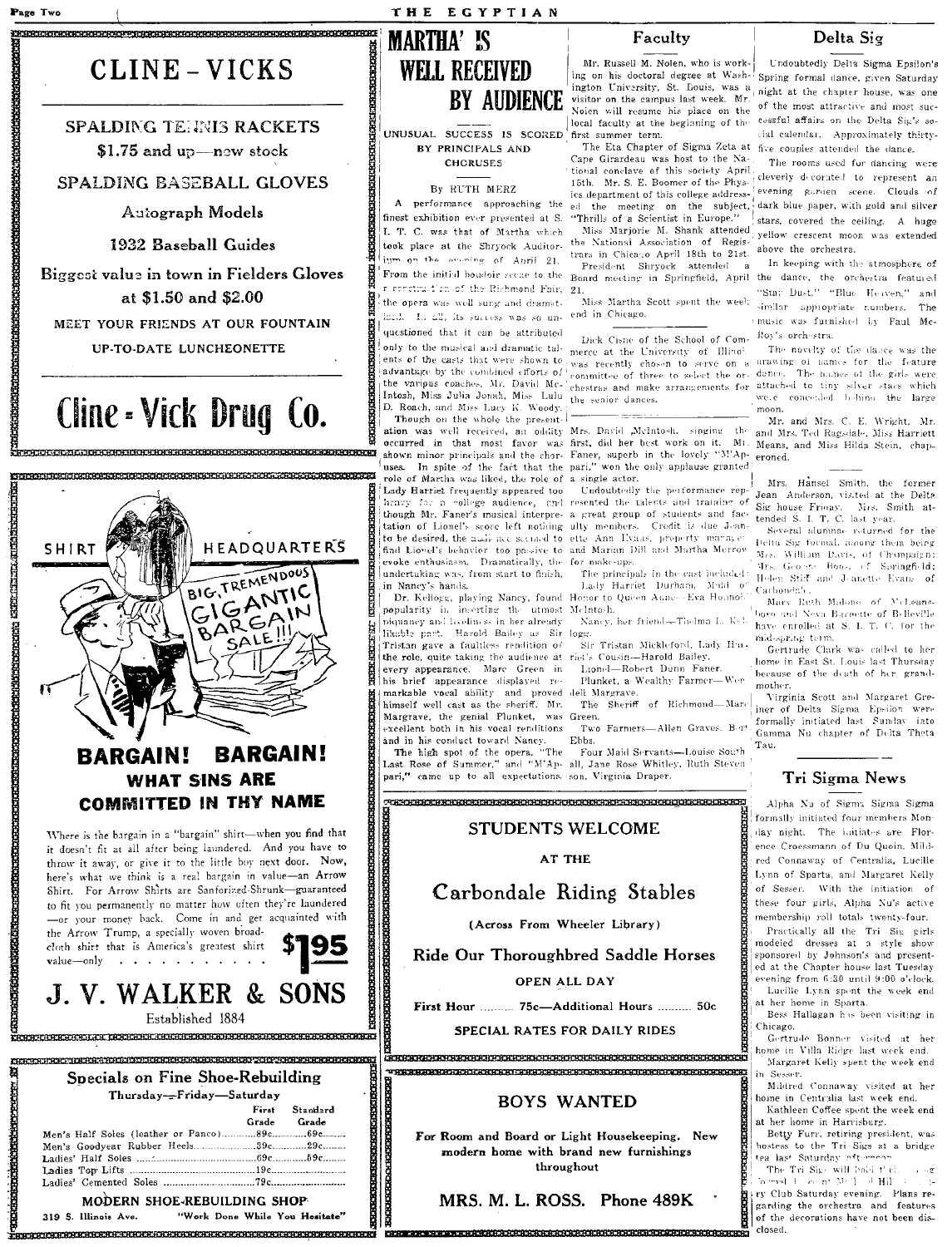## CLINE-VICKS

SPALDING TENNIS RACKETS

$1.75 and up—new stock

SPALDING BASEBALL GLOVES

Autograph Models

1932 Baseball Guides

Biggest value in town in Fielders Gloves at $1.50 and $2.00

MEET YOUR FRIENDS AT OUR FOUNTAIN

UP-TO-DATE LUNCHEONETTE

**Cline-Vick Drug Co.**

---

SHIRT HEADQUARTERS

BIG, TREMENDOUS GIGANTIC BARGAIN SALE!!!

## BARGAIN! BARGAIN!

### WHAT SINS ARE COMMITTED IN THY NAME

Where is the bargain in a "bargain" shirt—when you find that it doesn't fit at all after being laundered. And you have to throw it away, or give it to the little boy next door. Now, here's what we think is a real bargain in value—an Arrow Shirt. For Arrow Shirts are Sanforized-Shrunk—guaranteed to fit you permanently no matter how often they're laundered—or your money back. Come in and get acquainted with the Arrow Trump, a specially woven broadcloth shirt that is America's greatest shirt value—only . . . . . . . . . . . $1.95

**J. V. WALKER & SONS**

Established 1884

---

### Specials on Fine Shoe-Rebuilding

Thursday—Friday—Saturday

| | First Grade | Standard Grade |
|---|---|---|
| Men's Half Soles (leather or Panco) | 89c | 69c |
| Men's Goodyear Rubber Heels | 39c | 29c |
| Ladies' Half Soles | 69c | 59c |
| Ladies Top Lifts | 19c | |
| Ladies' Cemented Soles | 79c | |

MODERN SHOE-REBUILDING SHOP

319 S. Illinois Ave. "Work Done While You Hesitate"

---

# 'MARTHA' IS WELL RECEIVED BY AUDIENCE

UNUSUAL SUCCESS IS SCORED BY PRINCIPALS AND CHORUSES

By RUTH MERZ

A performance approaching the finest exhibition ever presented at S. I. T. C. was that of Martha which took place at the Shryock Auditorium on the evening of April 21. From the initial boudoir scene to the reconstruction of the Richmond Fair, the opera was well sung and dramatized. In all, its success was so unquestioned that it can be attributed only to the musical and dramatic talents of the casts that were shown to advantage by the combined efforts of the various coaches, Mr. David McIntosh, Miss Julia Jonah, Miss Lulu D. Roach, and Miss Lucy K. Woody.

Though on the whole the presentation was well received, an oddity occurred in that most favor was shown minor principals and the choruses. In spite of the fact that the role of Martha was liked, the role of Lady Harriet frequently appeared too heavy for a college audience, and though Mr. Faner's musical interpretation of Lionel's score left nothing to be desired, the audience seemed to find Lionel's behavior too passive to evoke enthusiasm. Dramatically, the undertaking was, from start to finish, in Nancy's hands.

Dr. Kellogg, playing Nancy, found popularity in inserting the utmost piquancy and liveliness in her already likable part. Harold Bailey as Sir Tristan gave a faultless rendition of the role, quite taking the audience at every appearance. Marc Green in his brief appearance displayed remarkable vocal ability and proved himself well cast as the sheriff. Mr. Margrave, the genial Plunket, was excellent both in his vocal renditions and in his conduct toward Nancy.

The high spot of the opera, "The Last Rose of Summer," and "M'Appari," came up to all expectations. Mrs. David McIntosh, singing the first, did her best work on it. Mr. Faner, superb in the lovely "M'Appari," won the only applause granted a single actor.

Undoubtedly the performance represented the talents and training of a great group of students and faculty members. Credit is due Jeanette Ann Evans, property manager, and Marian Dill and Martha Merrow for make-ups.

The principals in the cast included:

Lady Harriet Durham, Maid of Honor to Queen Anne—Eva Hodnoi McIntosh.

Nancy, her friend—Thelma L. Kellogg.

Sir Tristan Mickleford, Lady Harriet's Cousin—Harold Bailey.

Lionel—Robert Dunn Faner.

Plunket, a Wealthy Farmer—Wendell Margrave.

The Sheriff of Richmond—Marc Green.

Two Farmers—Allen Graves, Bert Ebbs.

Four Maid Servants—Louise South all, Jane Rose Whitley, Ruth Stevenson, Virginia Draper.

---

## Faculty

Mr. Russell M. Nolen, who is working on his doctoral degree at Washington University, St. Louis, was a visitor on the campus last week. Mr. Nolen will resume his place on the local faculty at the beginning of the first summer term.

The Eta Chapter of Sigma Zeta at Cape Girardeau was host to the National conclave of this society April 15th. Mr. S. E. Boomer of the Physics department of this college addressed the meeting on the subject, "Thrills of a Scientist in Europe."

Miss Marjorie M. Shank attended the National Association of Registrars in Chicago April 18th to 21st.

President Shryock attended a Board meeting in Springfield, April 21.

Miss Martha Scott spent the week end in Chicago.

---

Dick Cisne of the School of Commerce at the University of Illinois was recently chosen to serve on a committee of three to select the orchestras and make arrangements for the senior dances.

---

## STUDENTS WELCOME

AT THE

### Carbondale Riding Stables

(Across From Wheeler Library)

Ride Our Thoroughbred Saddle Horses

OPEN ALL DAY

First Hour .......... 75c—Additional Hours .......... 50c

SPECIAL RATES FOR DAILY RIDES

---

## BOYS WANTED

For Room and Board or Light Housekeeping. New modern home with brand new furnishings throughout

MRS. M. L. ROSS. Phone 489K

---

## Delta Sig

Undoubtedly Delta Sigma Epsilon's Spring formal dance, given Saturday night at the chapter house, was one of the most attractive and most successful affairs on the Delta Sig's social calendar. Approximately thirty-five couples attended the dance.

The rooms used for dancing were cleverly decorated to represent an evening garden scene. Clouds of dark blue paper, with gold and silver stars, covered the ceiling. A huge yellow crescent moon was extended above the orchestra.

In keeping with the atmosphere of the dance, the orchestra featured "Star Dust," "Blue Heaven," and similar appropriate numbers. The music was furnished by Paul McRoy's orchestra.

The novelty of the dance was the drawing of names for the feature dance. The names of the girls were attached to tiny silver stars which were concealed behind the large moon.

Mr. and Mrs. C. E. Wright, Mr. and Mrs. Ted Ragsdale, Miss Harriett Means, and Miss Hilda Stein, chaperoned.

Mrs. Hansel Smith, the former Jean Anderson, visited at the Delta Sig house Friday. Mrs. Smith attended S. I. T. C. last year.

Several alumnae returned for the Delta Sig formal, among them being Mrs. William Davis, of Champaign; Mrs. George Boos, of Springfield; Helen Stiff and Jeanette Evans of Carbondale.

Mary Ruth Malone of McLeansboro and Neva Barnette of Belleville have enrolled at S. I. T. C. for the mid-spring term.

Gertrude Clark was called to her home in East St. Louis last Thursday because of the death of her grandmother.

Virginia Scott and Margaret Greiner of Delta Sigma Epsilon were formally initiated last Sunday into Gamma Nu chapter of Delta Theta Tau.

---

## Tri Sigma News

Alpha Nu of Sigma Sigma Sigma formally initiated four members Monday night. The initiates are Florence Croessmann of Du Quoin, Mildred Connaway of Centralia, Lucille Lynn of Sparta, and Margaret Kelly of Sesser. With the initiation of these four girls, Alpha Nu's active membership roll totals twenty-four.

Practically all the Tri Sig girls modeled dresses at a style show sponsored by Johnson's and presented at the Chapter house last Tuesday evening from 6:30 until 9:00 o'clock.

Lucille Lynn spent the week end at her home in Sparta.

Bess Hallagan has been visiting in Chicago.

Gertrude Bonner visited at her home in Villa Ridge last week end.

Margaret Kelly spent the week end in Sesser.

Mildred Connaway visited at her home in Centralia last week end.

Kathleen Coffee spent the week end at her home in Harrisburg.

Betty Furr, retiring president, was hostess to the Tri Sigs at a bridge tea last Saturday afternoon.

The Tri Sigs will hold their spring formal dance at Midland Hills Country Club Saturday evening. Plans regarding the orchestra and features of the decorations have not been disclosed.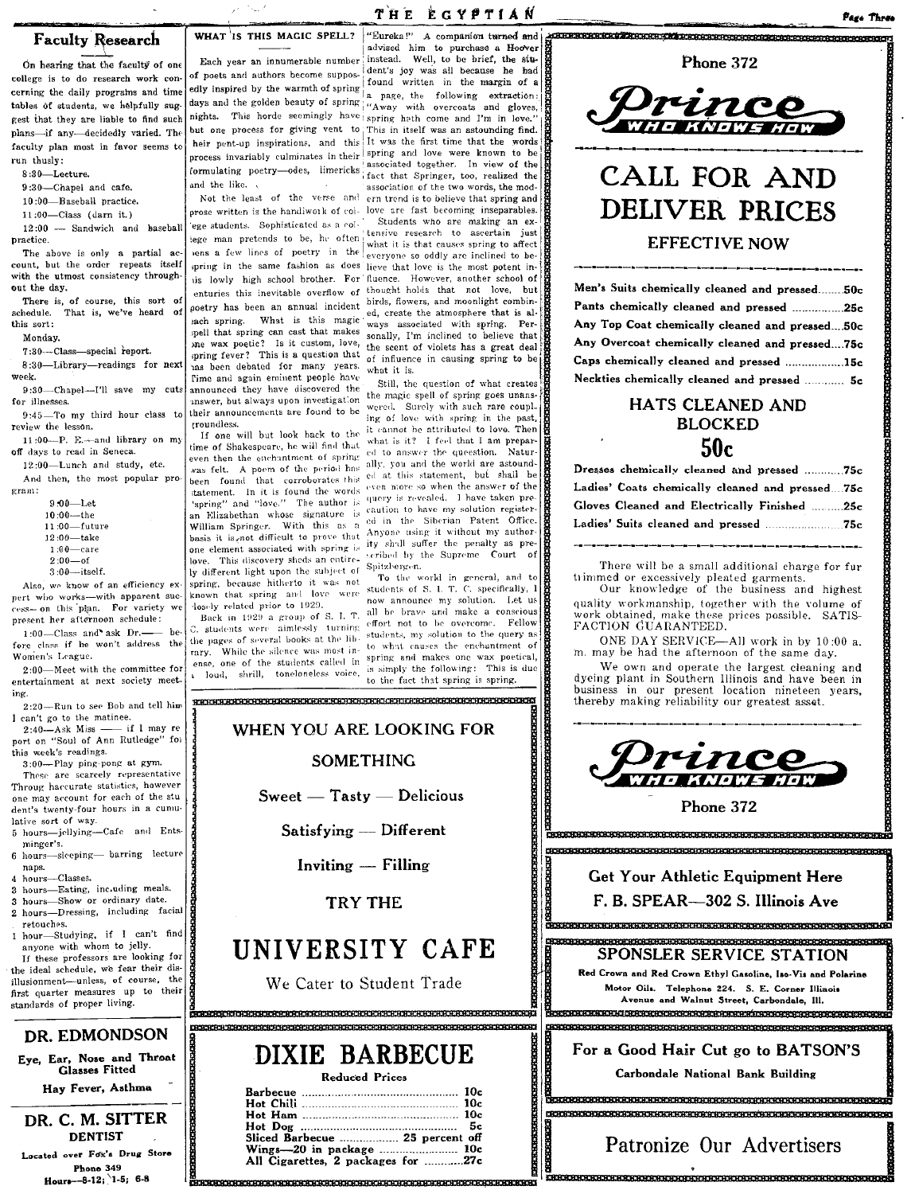## Faculty Research

On hearing that the faculty of one college is to do research work concerning the daily programs and time tables of students, we helpfully suggest that they are liable to find such plans—if any—decidedly varied. The faculty plan most in favor seems to run thusly:

8:30—Lecture.
9:30—Chapel and cafe.
10:00—Baseball practice.
11:00—Class (darn it.)
12:00 — Sandwich and baseball practice.

The above is only a partial account, but the order repeats itself with the utmost consistency throughout the day.

There is, of course, this sort of schedule. That is, we've heard of this sort:

Monday.

7:30—Class—special report.
8:30—Library—readings for next week.
9:30—Chapel—I'll save my cuts for illnesses.
9:45—To my third hour class to review the lesson.
11:00—P. E.—and library on my off days to read in Seneca.
12:00—Lunch and study, etc.

And then, the most popular program:

9:00—Let
10:00—the
11:00—future
12:00—take
1:00—care
2:00—of
3:00—itself.

Also, we know of an efficiency expert who works—with apparent success— on this plan. For variety we present her afternoon schedule:

1:00—Class and ask Dr.—— before class if he won't address the Women's League.
2:00—Meet with the committee for entertainment at next society meeting.
2:20—Run to see Bob and tell him I can't go to the matinee.
2:40—Ask Miss —— if I may report on "Soul of Ann Rutledge" for this week's readings.
3:00—Play ping-pong at gym.

These are scarcely representative Through haccurate statistics, however one may account for each of the stu dent's twenty-four hours in a cumulative sort of way.

5 hours—jellying—Cafe and Entsminger's.
6 hours—sleeping— barring lecture naps.
4 hours—Classes.
3 hours—Eating, including meals.
3 hours—Show or ordinary date.
2 hours—Dressing, including facial retouches.
1 hour—Studying, if I can't find anyone with whom to jelly.

If these professors are looking for the ideal schedule, we fear their disillusionment—unless, of course, the first quarter measures up to their standards of proper living.

---

**DR. EDMONDSON**

**Eye, Ear, Nose and Throat**
**Glasses Fitted**
**Hay Fever, Asthma**

---

**DR. C. M. SITTER**
**DENTIST**

Located over Fox's Drug Store
Phone 349
Hours—8-12; 1-5; 6-8

---

## WHAT IS THIS MAGIC SPELL?

Each year an innumerable number of poets and authors become supposedly inspired by the warmth of spring days and the golden beauty of spring nights. This horde seemingly have but one process for giving vent to their pent-up inspirations, and this process invariably culminates in their formulating poetry—odes, limericks and the like.

Not the least of the verse and prose written is the handiwork of college students. Sophisticated as a college man pretends to be, he often pens a few lines of poetry in the spring in the same fashion as does his lowly high school brother. For centuries this inevitable overflow of poetry has been an annual incident each spring. What is this magic spell that spring can cast that makes one wax poetic? Is it custom, love, spring fever? This is a question that has been debated for many years. Time and again eminent people have announced they have discovered the answer, but always upon investigation their announcements are found to be groundless.

If one will but look back to the time of Shakespeare, he will find that even then the enchantment of spring was felt. A poem of the period has been found that corroborates this statement. In it is found the words "spring" and "love." The author is an Elizabethan whose signature is William Springer. With this as a basis it is not difficult to prove that one element associated with spring is love. This discovery sheds an entirely different light upon the subject of spring, because hitherto it was not known that spring and love were closely related prior to 1929.

Back in 1929 a group of S. I. T. C. students were aimlessly turning the pages of several books at the library. While the silence was most intense, one of the students called in a loud, shrill, toneloneless voice, "Eureka!" A companion turned and advised him to purchase a Hoover instead. Well, to be brief, the student's joy was all because he had found written in the margin of a page, the following extraction: "Away with overcoats and gloves, spring hath come and I'm in love." This in itself was an astounding find. It was the first time that the words spring and love were known to be associated together. In view of the fact that Springer, too, realized the association of the two words, the modern trend is to believe that spring and love are fast becoming inseparables.

Students who are making an extensive research to ascertain just what it is that causes spring to affect everyone so oddly are inclined to believe that love is the most potent influence. However, another school of thought holds that not love, but birds, flowers, and moonlight combined, create the atmosphere that is always associated with spring. Personally, I'm inclined to believe that the scent of violets has a great deal of influence in causing spring to be what it is.

Still, the question of what creates the magic spell of spring goes unanswered. Surely with such rare coupling of love with spring in the past, it cannot be attributed to love. Then what is it? I feel that I am prepared to answer the question. Naturally, you and the world are astounded at this statement, but shall be even more so when the answer of the query is revealed. I have taken precaution to have my solution registered in the Siberian Patent Office. Anyone using it without my authority shall suffer the penalty as prescribed by the Supreme Court of Spitzbergen.

To the world in general, and to students of S. I. T. C. specifically, I now announce my solution. Let us all be brave and make a conscious effort not to be overcome. Fellow students, my solution to the query as to what causes the enchantment of spring and makes one wax poetical, is simply the following: This is due to the fact that spring is spring.

---

**WHEN YOU ARE LOOKING FOR**

**SOMETHING**

**Sweet — Tasty — Delicious**

**Satisfying — Different**

**Inviting — Filling**

**TRY THE**

# UNIVERSITY CAFE

We Cater to Student Trade

---

# DIXIE BARBECUE

**Reduced Prices**

| | |
|---|---|
| Barbecue | 10c |
| Hot Chili | 10c |
| Hot Ham | 10c |
| Hot Dog | 5c |
| Sliced Barbecue | 25 percent off |
| Wings—20 in package | 10c |
| All Cigarettes, 2 packages for | 27c |

---

**Phone 372**

**Prince WHO KNOWS HOW**

# CALL FOR AND DELIVER PRICES

**EFFECTIVE NOW**

| | |
|---|---|
| Men's Suits chemically cleaned and pressed | 50c |
| Pants chemically cleaned and pressed | 25c |
| Any Top Coat chemically cleaned and pressed | 50c |
| Any Overcoat chemically cleaned and pressed | 75c |
| Caps chemically cleaned and pressed | 15c |
| Neckties chemically cleaned and pressed | 5c |

**HATS CLEANED AND BLOCKED**

**50c**

| | |
|---|---|
| Dresses chemically cleaned and pressed | 75c |
| Ladies' Coats chemically cleaned and pressed | 75c |
| Gloves Cleaned and Electrically Finished | 25c |
| Ladies' Suits cleaned and pressed | 75c |

There will be a small additional charge for fur trimmed or excessively pleated garments.

Our knowledge of the business and highest quality workmanship, together with the volume of work obtained, make these prices possible. SATISFACTION GUARANTEED.

ONE DAY SERVICE—All work in by 10:00 a. m. may be had the afternoon of the same day.

We own and operate the largest cleaning and dyeing plant in Southern Illinois and have been in business in our present location nineteen years, thereby making reliability our greatest asset.

**Prince WHO KNOWS HOW**

**Phone 372**

---

**Get Your Athletic Equipment Here**
**F. B. SPEAR—302 S. Illinois Ave**

---

**SPONSLER SERVICE STATION**

Red Crown and Red Crown Ethyl Gasoline, Iso-Vis and Polarine Motor Oils. Telephone 224. S. E. Corner Illinois Avenue and Walnut Street, Carbondale, Ill.

---

**For a Good Hair Cut go to BATSON'S**

Carbondale National Bank Building

---

Patronize Our Advertisers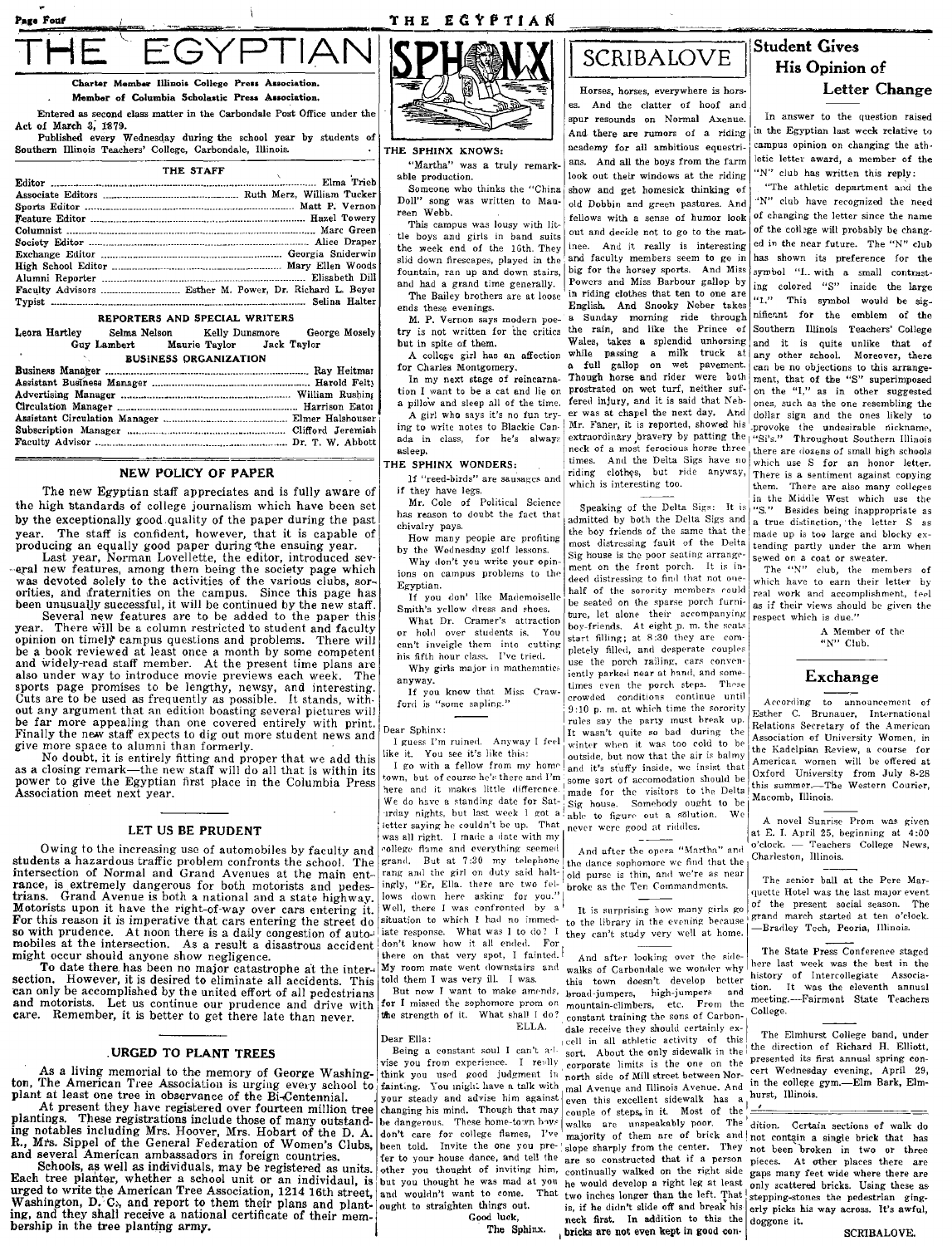# THE EGYPTIAN

**Charter Member Illinois College Press Association.**

**Member of Columbia Scholastic Press Association.**

Entered as second class matter in the Carbondale Post Office under the Act of March 3, 1879.

Published every Wednesday during the school year by students of Southern Illinois Teachers' College, Carbondale, Illinois.

## THE STAFF

Editor ... Elma Trieb
Associate Editors ... Ruth Merz, William Tucker
Sports Editor ... Matt P. Vernon
Feature Editor ... Hazel Towery
Columnist ... Marc Green
Society Editor ... Alice Draper
Exchange Editor ... Georgia Sniderwin
High School Editor ... Mary Ellen Woods
Alumni Reporter ... Elisabeth Dill
Faculty Advisors ... Esther M. Power, Dr. Richard L. Beyer
Typist ... Selina Halter

### REPORTERS AND SPECIAL WRITERS

Leora Hartley, Selma Nelson, Kelly Dunsmore, George Mosely, Guy Lambert, Maurie Taylor, Jack Taylor

### BUSINESS ORGANIZATION

Business Manager ... Ray Heitmar
Assistant Business Manager ... Harold Felty
Advertising Manager ... William Rushing
Circulation Manager ... Harrison Eaton
Assistant Circulation Manager ... Elmer Halshouser
Subscription Manager ... Clifford Jeremiah
Faculty Advisor ... Dr. T. W. Abbott

## NEW POLICY OF PAPER

The new Egyptian staff appreciates and is fully aware of the high standards of college journalism which have been set by the exceptionally good quality of the paper during the past year. The staff is confident, however, that it is capable of producing an equally good paper during the ensuing year.

Last year, Norman Lovellette, the editor, introduced several new features, among them being the society page which was devoted solely to the activities of the various clubs, sororities, and fraternities on the campus. Since this page has been unusually successful, it will be continued by the new staff.

Several new features are to be added to the paper this year. There will be a column restricted to student and faculty opinion on timely campus questions and problems. There will be a book reviewed at least once a month by some competent and widely-read staff member. At the present time plans are also under way to introduce movie previews each week. The sports page promises to be lengthy, newsy, and interesting. Cuts are to be used as frequently as possible. It stands, without any argument that an edition boasting several pictures will be far more appealing than one covered entirely with print. Finally the new staff expects to dig out more student news and give more space to alumni than formerly.

No doubt, it is entirely fitting and proper that we add this as a closing remark—the new staff will do all that is within its power to give the Egyptian first place in the Columbia Press Association meet next year.

## LET US BE PRUDENT

Owing to the increasing use of automobiles by faculty and students a hazardous traffic problem confronts the school. The intersection of Normal and Grand Avenues at the main entrance, is extremely dangerous for both motorists and pedestrians. Grand Avenue is both a national and a state highway. Motorists upon it have the right-of-way over cars entering it. For this reason it is imperative that cars entering the street do so with prudence. At noon there is a daily congestion of automobiles at the intersection. As a result a disastrous accident might occur should anyone show negligence.

To date there has been no major catastrophe at the intersection. However, it is desired to eliminate all accidents. This can only be accomplished by the united effort of all pedestrians and motorists. Let us continue our prudence and drive with care. Remember, it is better to get there late than never.

## URGED TO PLANT TREES

As a living memorial to the memory of George Washington, The American Tree Association is urging every school to plant at least one tree in observance of the Bi-Centennial.

At present they have registered over fourteen million tree plantings. These registrations include those of many outstanding notables including Mrs. Hoover, Mrs. Hobart of the D. A. R., Mrs. Sippel of the General Federation of Women's Clubs, and several American ambassadors in foreign countries.

Schools, as well as individuals, may be registered as units. Each tree planter, whether a school unit or an individual, is urged to write the American Tree Association, 1214 16th street, Washington, D. C., and report to them their plans and planting, and they shall receive a national certificate of their membership in the tree planting army.

# SPHINX

### THE SPHINX KNOWS:

"Martha" was a truly remarkable production.

Someone who thinks the "China Doll" song was written to Maureen Webb.

This campus was lousy with little boys and girls in band suits the week end of the 16th. They slid down firescapes, played in the fountain, ran up and down stairs, and had a grand time generally.

The Bailey brothers are at loose ends these evenings.

M. P. Vernon says modern poetry is not written for the critics but in spite of them.

A college girl has an affection for Charles Montgomery.

In my next stage of reincarnation I want to be a cat and lie on a pillow and sleep all of the time.

A girl who says it's no fun trying to write notes to Blackie Canada in class, for he's always asleep.

### THE SPHINX WONDERS:

If "reed-birds" are sausages and if they have legs.

Mr. Cole of Political Science has reason to doubt the fact that chivalry pays.

How many people are profiting by the Wednesday golf lessons.

Why don't you write your opinions on campus problems to the Egyptian.

If you don' like Mademoiselle Smith's yellow dress and shoes.

What Dr. Cramer's attraction or hold over students is. You can't inveigle them into cutting his fifth hour class. I've tried.

Why girls major in mathematics anyway.

If you know that Miss Crawford is "some sapling."

Dear Sphinx:

I guess I'm ruined. Anyway I feel like it. You see it's like this:

I go with a fellow from my home town, but of course he's there and I'm here and it makes little difference. We do have a standing date for Saturday nights, but last week I got a letter saying he couldn't be up. That was all right. I made a date with my college flame and everything seemed grand. But at 7:30 my telephone rang and the girl on duty said haltingly, "Er, Ella, there are two fellows down here asking for you." Well, there I was confronted by a situation to which I had no immediate response. What was I to do? I don't know how it all ended. For there on that very spot, I fainted. My room mate went downstairs and told them I was very ill. I was.

But now I want to make amends, for I missed the sophomore prom on the strength of it. What shall I do?

ELLA.

Dear Ella:

Being a constant soul I can't advise you from experience. I really think you used good judgment in fainting. You might have a talk with your steady and advise him against changing his mind. Though that may be dangerous. These home-town boys don't care for college flames, I've been told. Invite the one you prefer to your house dance, and tell the other you thought of inviting him, but you thought he was mad at you and wouldn't want to come. That ought to straighten things out.

Good luck,

The Sphinx.

# SCRIBALOVE

Horses, horses, everywhere is horses. And the clatter of hoof and spur resounds on Normal Avenue. And there are rumors of a riding academy for all ambitious equestrians. And all the boys from the farm look out their windows at the riding show and get homesick thinking of old Dobbin and green pastures. And fellows with a sense of humor look out and decide not to go to the matinee. And it really is interesting and faculty members seem to go in big for the horsey sports. And Miss Powers and Miss Barbour gallop by in riding clothes that ten to one are English. And Snooky Neber takes a Sunday morning ride through the rain, and like the Prince of Wales, takes a splendid unhorsing while passing a milk truck at a full gallop on wet pavement. Though horse and rider were both prostrated on wet turf, neither suffered injury, and it is said that Neber was at chapel the next day. And Mr. Faner, it is reported, showed his extraordinary bravery by patting the neck of a most ferocious horse three times. And the Delta Sigs have no riding clothes, but ride anyway, which is interesting too.

Speaking of the Delta Sigs: It is admitted by both the Delta Sigs and the boy friends of the same that the most distressing fault of the Delta Sig house is the poor seating arrangement on the front porch. It is indeed distressing to find that not one-half of the sorority members could be seated on the sparse porch furniture, let alone their accompanying boy-friends. At eight p. m. the seats start filling; at 8:30 they are completely filled, and desperate couples use the porch railing, cars conveniently parked near at hand, and sometimes even the porch steps. These crowded conditions continue until 9:10 p. m. at which time the sorority rules say the party must break up. It wasn't quite so bad during the winter when it was too cold to be outside, but now that the air is balmy and it's stuffy inside, we insist that some sort of accomodation should be made for the visitors to the Delta Sig house. Somebody ought to be able to figure out a solution. We never were good at riddles.

And after the opera "Martha" and the dance sophomore we find that the old purse is thin, and we're as near broke as the Ten Commandments.

It is surprising how many girls go to the library in the evening because they can't study very well at home.

And after looking over the sidewalks of Carbondale we wonder why this town doesn't develop better broad-jumpers, high-jumpers and mountain-climbers, etc. From the constant training the sons of Carbondale receive they should certainly excell in all athletic activity of this sort. About the only sidewalk in the corporate limits is the one on the north side of Mill street between Normal Avenue and Illinois Avenue. And even this excellent sidewalk has a couple of steps in it. Most of the walks are unspeakably poor. The majority of them are of brick and slope sharply from the center. They are so constructed that if a person continually walked on the right side he would develop a right leg at least two inches longer than the left. That is, if he didn't slide off and break his neck first. In addition to this the bricks are not even kept in good condition. Certain sections of walk do not contain a single brick that has not been broken in two or three pieces. At other places there are gaps many feet wide where there are only scattered bricks. Using these as stepping-stones the pedestrian gingerly picks his way across. It's awful, doggone it.

SCRIBALOVE.

## Student Gives His Opinion of Letter Change

In answer to the question raised in the Egyptian last week relative to campus opinion on changing the athletic letter award, a member of the "N" club has written this reply:

"The athletic department and the "N" club have recognized the need of changing the letter since the name of the college will probably be changed in the near future. The "N" club has shown its preference for the symbol "I" with a small contrasting colored "S" inside the large "I." This symbol would be significant for the emblem of the Southern Illinois Teachers' College and it is quite unlike that of any other school. Moreover, there can be no objections to this arrangement, that of the "S" superimposed on the "I," as in other suggested ones, such as the one resembling the dollar sign and the ones likely to provoke the undesirable nickname, "Si's." Throughout Southern Illinois there are dozens of small high schools which use S for an honor letter. There is a sentiment against copying them. There are also many colleges in the Middle West which use the "S." Besides being inappropriate as a true distinction, the letter S as made up is too large and blocky extending partly under the arm when sewed on a coat or sweater.

The "N" club, the members of which have to earn their letter by real work and accomplishment, feel as if their views should be given the respect which is due."

A Member of the "N" Club.

## Exchange

According to announcement of Esther C. Brunauer, International Relations Secretary of the American Association of University Women, in the Kadelpian Review, a course for American women will be offered at Oxford University from July 8-28 this summer.—The Western Courier, Macomb, Illinois.

A novel Sunrise Prom was given at E. I. April 25, beginning at 4:00 o'clock. — Teachers College News, Charleston, Illinois.

The senior ball at the Pere Marquette Hotel was the last major event of the present social season. The grand march started at ten o'clock. —Bradley Tech, Peoria, Illinois.

The State Press Conference staged here last week was the best in the history of Intercollegiate Association. It was the eleventh annual meeting.—Fairmont State Teachers College.

The Elmhurst College band, under the direction of Richard H. Elliott, presented its first annual spring concert Wednesday evening, April 29, in the college gym.—Elm Bark, Elmhurst, Illinois.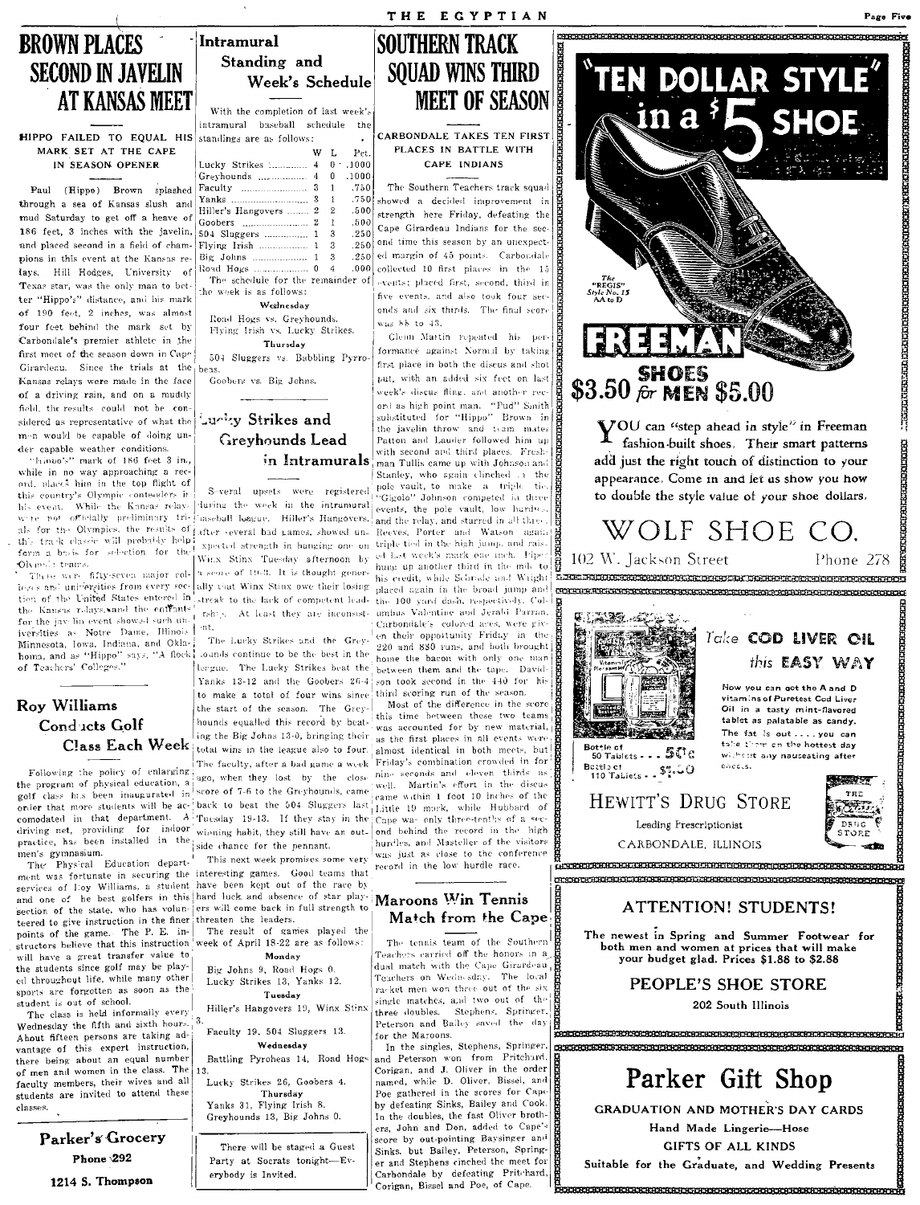# BROWN PLACES SECOND IN JAVELIN AT KANSAS MEET

**HIPPO FAILED TO EQUAL HIS MARK SET AT THE CAPE IN SEASON OPENER**

Paul (Hippo) Brown splashed through a sea of Kansas slush and mud Saturday to get off a heave of 186 feet, 3 inches with the javelin, and placed second in a field of champions in this event at the Kansas relays. Hill Hodges, University of Texas star, was the only man to better "Hippo's" distance, and his mark of 190 feet, 2 inches, was almost four feet behind the mark set by Carbondale's premier athlete in the first meet of the season down in Cape Girardeau. Since the trials at the Kansas relays were made in the face of a driving rain, and on a muddy field, the results could not be considered as representative of what the men would be capable of doing under capable weather conditions.

"Hippo's" mark of 186 feet 3 in., while in no way approaching a record, placed him in the top flight of this country's Olympic contenders in his event. While the Kansas relays were not officially preliminary trials for the Olympics, the results of this track classic will probably help form a basis for selection for the Olympic teams.

There were fifty-seven major colleges and universities from every section of the United States entered in the Kansas relays, and the entrants for the javelin event showed such universities as Notre Dame, Illinois, Minnesota, Iowa, Indiana, and Oklahoma, and as "Hippo" says, "A flock of Teachers' Colleges."

## Roy Williams Conducts Golf Class Each Week

Following the policy of enlarging the program of physical education, a golf class has been inaugurated in order that more students will be accomodated in that department. A driving net, providing for indoor practice, has been installed in the men's gymnasium.

The Physical Education department was fortunate in securing the services of Roy Williams, a student and one of the best golfers in this section of the state, who has volunteered to give instruction in the finer points of the game. The P. E. instructors believe that this instruction will have a great transfer value to the students since golf may be played throughout life, while many other sports are forgotten as soon as the student is out of school.

The class is held informally every Wednesday the fifth and sixth hours. About fifteen persons are taking advantage of this expert instruction, there being about an equal number of men and women in the class. The faculty members, their wives and all students are invited to attend these classes.

**Parker's Grocery**
**Phone 292**
**1214 S. Thompson**

# Intramural Standing and Week's Schedule

With the completion of last week's intramural baseball schedule the standings are as follows:

| | W | L | Pct. |
|---|---|---|---|
| Lucky Strikes | 4 | 0 | .1000 |
| Greyhounds | 4 | 0 | .1000 |
| Faculty | 3 | 1 | .750 |
| Yanks | 3 | 1 | .750 |
| Hiller's Hangovers | 2 | 2 | .500 |
| Goobers | 2 | 1 | .500 |
| 504 Sluggers | 1 | 3 | .250 |
| Flying Irish | 1 | 3 | .250 |
| Big Johns | 1 | 3 | .250 |
| Road Hogs | 0 | 4 | .000 |

The schedule for the remainder of the week is as follows:

**Wednesday**
Road Hogs vs. Greyhounds.
Flying Irish vs. Lucky Strikes.

**Thursday**
504 Sluggers vs. Babbling Pyrobeas.
Goobers vs. Big Johns.

## Lucky Strikes and Greyhounds Lead in Intramurals

Several upsets were registered during the week in the intramural baseball league. Hiller's Hangovers, after several bad games, showed unexpected strength in hanging one on Winx Stinx Tuesday afternoon by a score of 19-3. It is thought generally that Winx Stinx owe their losing streak to the lack of competent leadership. At least they are inconsistent.

The Lucky Strikes and the Greyhounds continue to be the best in the league. The Lucky Strikes beat the Yanks 13-12 and the Goobers 26-4 to make a total of four wins since the start of the season. The Greyhounds equalled this record by beating the Big Johns 13-0, bringing their total wins in the league also to four. The faculty, after a bad game a week ago, when they lost by the close score of 7-6 to the Greyhounds, came back to beat the 504 Sluggers last Tuesday 19-13. If they stay in the winning habit, they still have an outside chance for the pennant.

This next week promises some very interesting games. Good teams that have been kept out of the race by hard luck and absence of star players will come back in full strength to threaten the leaders.

The result of games played the week of April 18-22 are as follows:

**Monday**
Big Johns 9, Road Hogs 0.
Lucky Strikes 13, Yanks 12.

**Tuesday**
Hiller's Hangovers 19, Winx Stinx 3.
Faculty 19, 504 Sluggers 13.

**Wednesday**
Battling Pyroheas 14, Road Hogs 13.
Lucky Strikes 26, Goobers 4.

**Thursday**
Yanks 31, Flying Irish 8.
Greyhounds 13, Big Johns 0.

There will be staged a Guest Party at Socrats tonight—Everybody is Invited.

# SOUTHERN TRACK SQUAD WINS THIRD MEET OF SEASON

**CARBONDALE TAKES TEN FIRST PLACES IN BATTLE WITH CAPE INDIANS**

The Southern Teachers track squad showed a decided improvement in strength here Friday, defeating the Cape Girardeau Indians for the second time this season by an unexpected margin of 45 points. Carbondale collected 10 first places in the 15 events; placed first, second, third in five events, and also took four seconds and six thirds. The final score was 88 to 43.

Glenn Martin repeated his performance against Normal by taking first place in both the discus and shot put, with an added six feet on last week's discus fling, and another record as high point man. "Pud" Smith substituted for "Hippo" Brown in the javelin throw and team mates Patton and Lauder followed him up with second and third places. Freshman Tullis came up with Johnson and Stanley, who again clinched a the pole vault, to make a triple tie. "Gigolo" Johnson competed in three events, the pole vault, low hurdles, and the relay, and starred in all three. Reeves, Porter and Watson again triple tied in the high jump, and raised last week's mark one inch. Hipper hung up another third in the mile to his credit, while Schrade and Wright placed again in the broad jump and the 100 yard dash, respectively. Columbus Valentine and Jerald Parran, Carbondale's colored aces, were given their opportunity Friday in the 220 and 880 runs, and both brought home the bacon with only one man between them and the tape. Davidson took second in the 440 for his third scoring run of the season.

Most of the difference in the score this time between those two teams was accounted for by new material, as the first places in all events were almost identical in both meets, but Friday's combination crowded in for nine seconds and eleven thirds as well. Martin's effort in the discus came within 1 foot 10 inches of the Little 19 mark, while Hubbard of Cape was only three-tenths of a second behind the record in the high hurdles, and Masteller of the visitors was just as close to the conference record in the low hurdle race.

## Maroons Win Tennis Match from the Cape

The tennis team of the Southern Teachers carried off the honors in a dual match with the Cape Girardeau Teachers on Wednesday. The local racket men won three out of the six single matches, and two out of the three doubles. Stephens, Springer, Peterson and Bailey saved the day for the Maroons.

In the singles, Stephens, Springer, and Peterson won from Pritchard, Corigan, and J. Oliver in the order named, while D. Oliver, Bissel, and Poe gathered in the scores for Cape by defeating Sinks, Bailey and Cook. In the doubles, the fast Oliver brothers, John and Don, added to Cape's score by out-pointing Baysinger and Sinks, but Bailey, Peterson, Springer and Stephens cinched the meet for Carbondale by defeating Pritchard, Corigan, Bissel and Poe, of Cape.

---

# "TEN DOLLAR STYLE" in a $5 SHOE

The "REGIS" Style No. 15 AA to D

**FREEMAN**

**$3.50 SHOES for MEN $5.00**

YOU can "step ahead in style" in Freeman fashion-built shoes. Their smart patterns add just the right touch of distinction to your appearance. Come in and let us show you how to double the style value of your shoe dollars.

**WOLF SHOE CO.**
102 W. Jackson Street — Phone 278

---

Take **COD LIVER OIL** this **EASY WAY**

How you can get the A and D vitamins of Purest Cod Liver Oil in a tasty mint-flavored tablet as palatable as candy. The fat is out .... you can take them on the hottest day without any nauseating after effects.

Bottle of 50 Tablets - - 50c
Bottle of 110 Tablets - - $1.00

**HEWITT'S DRUG STORE**
Leading Prescriptionist
CARBONDALE, ILLINOIS

---

**ATTENTION! STUDENTS!**

The newest in Spring and Summer Footwear for both men and women at prices that will make your budget glad. Prices $1.88 to $2.88

**PEOPLE'S SHOE STORE**
202 South Illinois

---

**Parker Gift Shop**

GRADUATION AND MOTHER'S DAY CARDS
Hand Made Lingerie—Hose
GIFTS OF ALL KINDS
Suitable for the Graduate, and Wedding Presents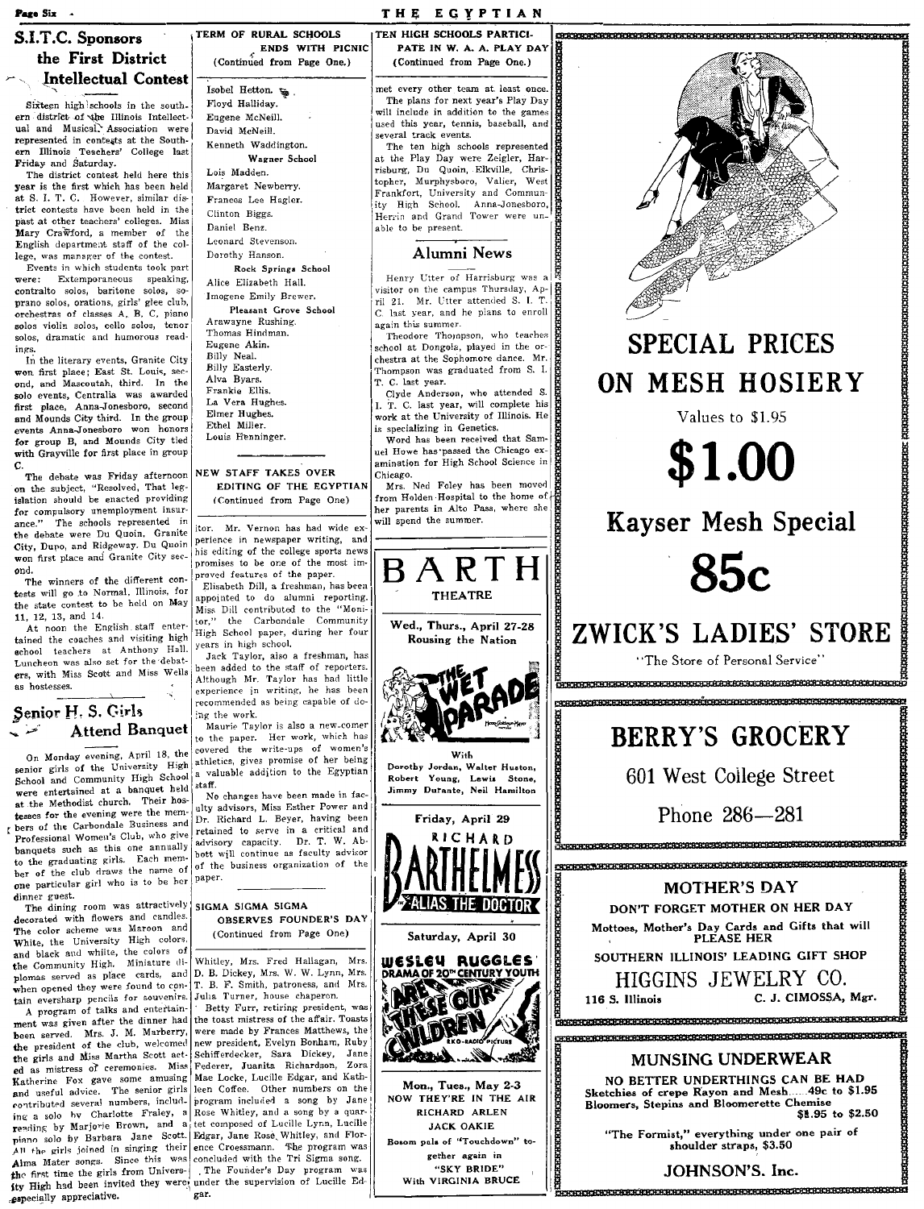## S.I.T.C. Sponsors the First District Intellectual Contest

Sixteen high schools in the southern district of the Illinois Intellectual and Musical Association were represented in contests at the Southern Illinois Teachers' College last Friday and Saturday.

The district contest held here this year is the first which has been held at S. I. T. C. However, similar district contests have been held in the past at other teachers' colleges. Miss Mary Crawford, a member of the English department staff of the college, was manager of the contest.

Events in which students took part were: Extemporaneous speaking, contralto solos, baritone solos, soprano solos, orations, girls' glee club, orchestras of classes A, B, C, piano solos violin solos, cello solos, tenor solos, dramatic and humorous readings.

In the literary events, Granite City won first place; East St. Louis, second, and Mascoutah, third. In the solo events, Centralia was awarded first place, Anna-Jonesboro, second and Mounds City third. In the group events Anna-Jonesboro won honors for group B, and Mounds City tied with Grayville for first place in group C.

The debate was Friday afternoon on the subject, "Resolved, That legislation should be enacted providing for compulsory unemployment insurance." The schools represented in the debate were Du Quoin, Granite City, Duno, and Ridgeway. Du Quoin won first place and Granite City second.

The winners of the different contests will go to Normal, Illinois, for the state contest to be held on May 11, 12, 13, and 14.

At noon the English staff entertained the coaches and visiting high school teachers at Anthony Hall. Luncheon was also set for the debaters, with Miss Scott and Miss Wells as hostesses.

## Senior H. S. Girls Attend Banquet

On Monday evening, April 18, the senior girls of the University High School and Community High School were entertained at a banquet held at the Methodist church. Their hostesses for the evening were the members of the Carbondale Business and Professional Women's Club, who give banquets such as this one annually to the graduating girls. Each member of the club draws the name of one particular girl who is to be her dinner guest.

The dining room was attractively decorated with flowers and candles. The color scheme was Maroon and White, the University High colors, and black and white, the colors of the Community High. Miniature diplomas served as place cards, and when opened they were found to contain eversharp pencils for souvenirs.

A program of talks and entertainment was given after the dinner had been served. Mrs. J. M. Marberry, the president of the club, welcomed the girls and Miss Martha Scott acted as mistress of ceremonies. Miss Katherine Fox gave some amusing and useful advice. The senior girls contributed several numbers, including a solo by Charlotte Fraley, a reading by Marjorie Brown, and a piano solo by Barbara Jane Scott. All the girls joined in singing their Alma Mater songs. Since this was the first time the girls from University High had been invited they were especially appreciative.

## TERM OF RURAL SCHOOLS ENDS WITH PICNIC

(Continued from Page One.)

Isobel Hetton.
Floyd Halliday.
Eugene McNeill.
David McNeill.
Kenneth Waddington.

**Wagner School**

Lois Madden.
Margaret Newberry.
Frances Lee Hagler.
Clinton Biggs.
Daniel Benz.
Leonard Stevenson.
Dorothy Hanson.

**Rock Springs School**

Alice Elizabeth Hall.
Imogene Emily Brewer.

**Pleasant Grove School**

Arawayne Rushing.
Thomas Hindman.
Eugene Akin.
Billy Neal.
Billy Easterly.
Alva Byars.
Frankie Ellis.
La Vera Hughes.
Elmer Hughes.
Ethel Miller.
Louis Henninger.

## NEW STAFF TAKES OVER EDITING OF THE EGYPTIAN

(Continued from Page One)

itor. Mr. Vernon has had wide experience in newspaper writing, and his editing of the college sports news promises to be one of the most improved features of the paper.

Elisabeth Dill, a freshman, has been appointed to do alumni reporting. Miss Dill contributed to the "Monitor," the Carbondale Community High School paper, during her four years in high school.

Jack Taylor, also a freshman, has been added to the staff of reporters. Although Mr. Taylor has had little experience in writing, he has been recommended as being capable of doing the work.

Maurie Taylor is also a new-comer to the paper. Her work, which has covered the write-ups of women's athletics, gives promise of her being a valuable addition to the Egyptian staff.

No changes have been made in faculty advisors, Miss Esther Power and Dr. Richard L. Beyer, having been retained to serve in a critical and advisory capacity. Dr. T. W. Abbott will continue as faculty advisor of the business organization of the paper.

## SIGMA SIGMA SIGMA OBSERVES FOUNDER'S DAY

(Continued from Page One)

Whitley, Mrs. Fred Hallagan, Mrs. D. B. Dickey, Mrs. W. W. Lynn, Mrs. T. B. F. Smith, patroness, and Mrs. Julia Turner, house chaperon.

Betty Furr, retiring president, was the toast mistress of the affair. Toasts were made by Frances Matthews, the new president, Evelyn Bonham, Ruby Schifferdecker, Sara Dickey, Jane Federer, Juanita Richardson, Zora Mae Locke, Lucille Edgar, and Kathleen Coffee. Other numbers on the program included a song by Jane Rose Whitley, and a song by a quartet composed of Lucille Lynn, Lucille Edgar, Jane Rose Whitley, and Florence Croessmann. The program was concluded with the Tri Sigma song.

The Founder's Day program was under the supervision of Lucille Edgar.

## TEN HIGH SCHOOLS PARTICIPATE IN W. A. A. PLAY DAY

(Continued from Page One.)

met every other team at least once. The plans for next year's Play Day will include in addition to the games used this year, tennis, baseball, and several track events.

The ten high schools represented at the Play Day were Zeigler, Harrisburg, Du Quoin, Elkville, Christopher, Murphysboro, Valier, West Frankfort, University and Community High School. Anna-Jonesboro, Herrin and Grand Tower were unable to be present.

## Alumni News

Henry Utter of Harrisburg was a visitor on the campus Thursday, April 21. Mr. Utter attended S. I. T. C. last year, and he plans to enroll again this summer.

Theodore Thompson, who teaches school at Dongola, played in the orchestra at the Sophomore dance. Mr. Thompson was graduated from S. I. T. C. last year.

Clyde Anderson, who attended S. I. T. C. last year, will complete his work at the University of Illinois. He is specializing in Genetics.

Word has been received that Samuel Howe has passed the Chicago examination for High School Science in Chicago.

Mrs. Ned Foley has been moved from Holden Hospital to the home of her parents in Alto Pass, where she will spend the summer.

---

**BARTH THEATRE**

Wed., Thurs., April 27-28
Rousing the Nation

THE WET PARADE

With Dorothy Jordan, Walter Huston, Robert Young, Lewis Stone, Jimmy Durante, Neil Hamilton

Friday, April 29
RICHARD BARTHELMESS
"ALIAS THE DOCTOR"

Saturday, April 30
WESLEY RUGGLES' DRAMA OF 20TH CENTURY YOUTH
ARE THESE OUR CHILDREN
RKO-RADIO PICTURE

Mon., Tues., May 2-3
NOW THEY'RE IN THE AIR
RICHARD ARLEN
JACK OAKIE
Bosom pals of "Touchdown" together again in
"SKY BRIDE"
With VIRGINIA BRUCE

---

**SPECIAL PRICES ON MESH HOSIERY**

Values to $1.95

**$1.00**

**Kayser Mesh Special**

**85c**

**ZWICK'S LADIES' STORE**

"The Store of Personal Service"

---

**BERRY'S GROCERY**

601 West College Street

Phone 286—281

---

**MOTHER'S DAY**

DON'T FORGET MOTHER ON HER DAY

Mottoes, Mother's Day Cards and Gifts that will PLEASE HER

SOUTHERN ILLINOIS' LEADING GIFT SHOP

HIGGINS JEWELRY CO.

116 S. Illinois — C. J. CIMOSSA, Mgr.

---

**MUNSING UNDERWEAR**

NO BETTER UNDERTHINGS CAN BE HAD

Sketchies of crepe Rayon and Mesh.....49c to $1.95
Bloomers, Stepins and Bloomerette Chemise $1.95 to $2.50

"The Formist," everything under one pair of shoulder straps, $3.50

JOHNSON'S, Inc.